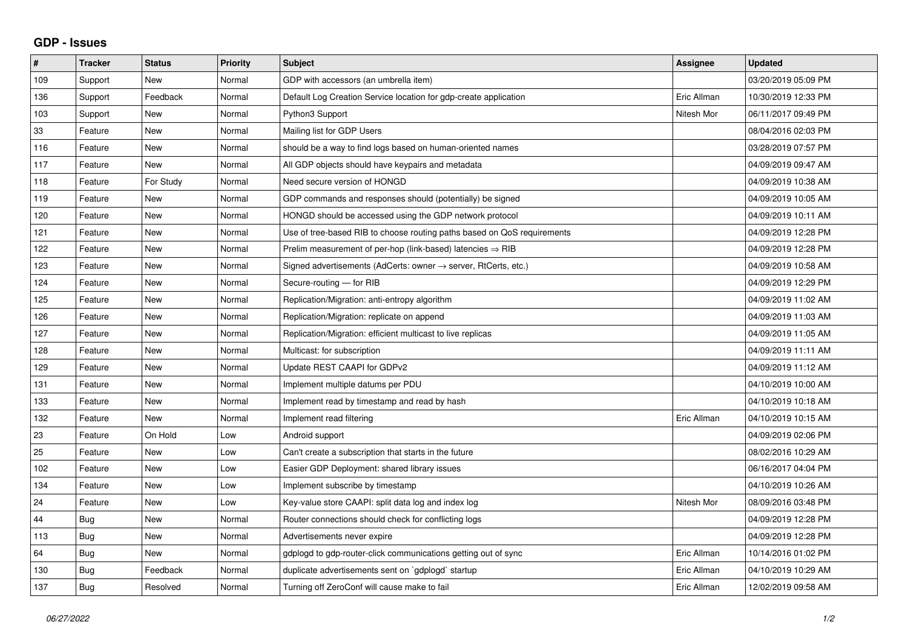# GDP - Issues

| # | Tracker | Status | Priority | Subject | Assignee | Updated |
|---|---|---|---|---|---|---|
| 109 | Support | New | Normal | GDP with accessors (an umbrella item) | | 03/20/2019 05:09 PM |
| 136 | Support | Feedback | Normal | Default Log Creation Service location for gdp-create application | Eric Allman | 10/30/2019 12:33 PM |
| 103 | Support | New | Normal | Python3 Support | Nitesh Mor | 06/11/2017 09:49 PM |
| 33 | Feature | New | Normal | Mailing list for GDP Users | | 08/04/2016 02:03 PM |
| 116 | Feature | New | Normal | should be a way to find logs based on human-oriented names | | 03/28/2019 07:57 PM |
| 117 | Feature | New | Normal | All GDP objects should have keypairs and metadata | | 04/09/2019 09:47 AM |
| 118 | Feature | For Study | Normal | Need secure version of HONGD | | 04/09/2019 10:38 AM |
| 119 | Feature | New | Normal | GDP commands and responses should (potentially) be signed | | 04/09/2019 10:05 AM |
| 120 | Feature | New | Normal | HONGD should be accessed using the GDP network protocol | | 04/09/2019 10:11 AM |
| 121 | Feature | New | Normal | Use of tree-based RIB to choose routing paths based on QoS requirements | | 04/09/2019 12:28 PM |
| 122 | Feature | New | Normal | Prelim measurement of per-hop (link-based) latencies ⇒ RIB | | 04/09/2019 12:28 PM |
| 123 | Feature | New | Normal | Signed advertisements (AdCerts: owner → server, RtCerts, etc.) | | 04/09/2019 10:58 AM |
| 124 | Feature | New | Normal | Secure-routing — for RIB | | 04/09/2019 12:29 PM |
| 125 | Feature | New | Normal | Replication/Migration: anti-entropy algorithm | | 04/09/2019 11:02 AM |
| 126 | Feature | New | Normal | Replication/Migration: replicate on append | | 04/09/2019 11:03 AM |
| 127 | Feature | New | Normal | Replication/Migration: efficient multicast to live replicas | | 04/09/2019 11:05 AM |
| 128 | Feature | New | Normal | Multicast: for subscription | | 04/09/2019 11:11 AM |
| 129 | Feature | New | Normal | Update REST CAAPI for GDPv2 | | 04/09/2019 11:12 AM |
| 131 | Feature | New | Normal | Implement multiple datums per PDU | | 04/10/2019 10:00 AM |
| 133 | Feature | New | Normal | Implement read by timestamp and read by hash | | 04/10/2019 10:18 AM |
| 132 | Feature | New | Normal | Implement read filtering | Eric Allman | 04/10/2019 10:15 AM |
| 23 | Feature | On Hold | Low | Android support | | 04/09/2019 02:06 PM |
| 25 | Feature | New | Low | Can't create a subscription that starts in the future | | 08/02/2016 10:29 AM |
| 102 | Feature | New | Low | Easier GDP Deployment: shared library issues | | 06/16/2017 04:04 PM |
| 134 | Feature | New | Low | Implement subscribe by timestamp | | 04/10/2019 10:26 AM |
| 24 | Feature | New | Low | Key-value store CAAPI: split data log and index log | Nitesh Mor | 08/09/2016 03:48 PM |
| 44 | Bug | New | Normal | Router connections should check for conflicting logs | | 04/09/2019 12:28 PM |
| 113 | Bug | New | Normal | Advertisements never expire | | 04/09/2019 12:28 PM |
| 64 | Bug | New | Normal | gdplogd to gdp-router-click communications getting out of sync | Eric Allman | 10/14/2016 01:02 PM |
| 130 | Bug | Feedback | Normal | duplicate advertisements sent on `gdplogd` startup | Eric Allman | 04/10/2019 10:29 AM |
| 137 | Bug | Resolved | Normal | Turning off ZeroConf will cause make to fail | Eric Allman | 12/02/2019 09:58 AM |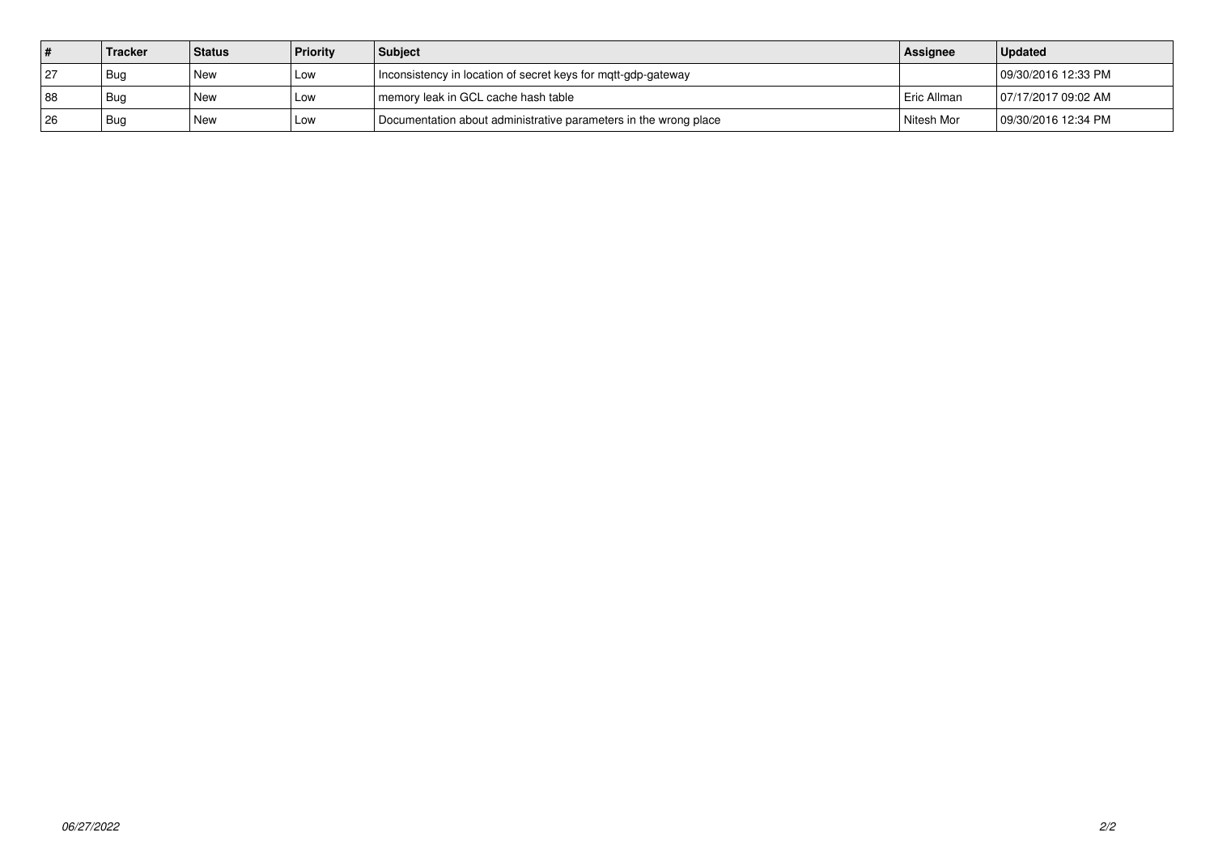| # | Tracker | Status | Priority | Subject | Assignee | Updated |
|---|---|---|---|---|---|---|
| 27 | Bug | New | Low | Inconsistency in location of secret keys for mqtt-gdp-gateway | | 09/30/2016 12:33 PM |
| 88 | Bug | New | Low | memory leak in GCL cache hash table | Eric Allman | 07/17/2017 09:02 AM |
| 26 | Bug | New | Low | Documentation about administrative parameters in the wrong place | Nitesh Mor | 09/30/2016 12:34 PM |